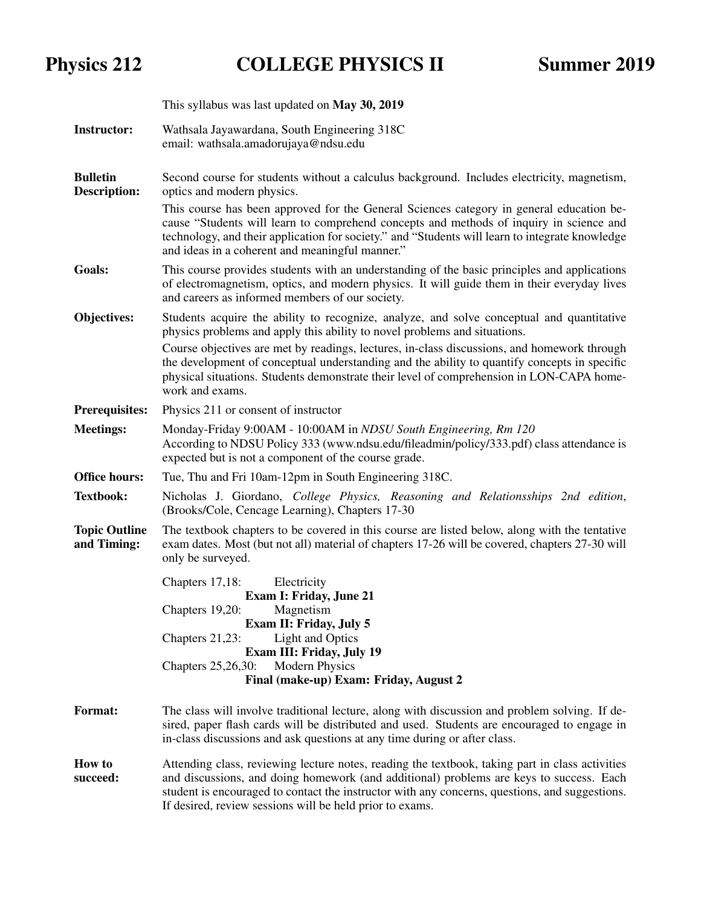# Physics 212 — COLLEGE PHYSICS II — Summer 2019

This syllabus was last updated on **May 30, 2019**

**Instructor:** Wathsala Jayawardana, South Engineering 318C
email: wathsala.amadorujaya@ndsu.edu

**Bulletin Description:** Second course for students without a calculus background. Includes electricity, magnetism, optics and modern physics.

This course has been approved for the General Sciences category in general education because "Students will learn to comprehend concepts and methods of inquiry in science and technology, and their application for society." and "Students will learn to integrate knowledge and ideas in a coherent and meaningful manner."

**Goals:** This course provides students with an understanding of the basic principles and applications of electromagnetism, optics, and modern physics. It will guide them in their everyday lives and careers as informed members of our society.

**Objectives:** Students acquire the ability to recognize, analyze, and solve conceptual and quantitative physics problems and apply this ability to novel problems and situations.

Course objectives are met by readings, lectures, in-class discussions, and homework through the development of conceptual understanding and the ability to quantify concepts in specific physical situations. Students demonstrate their level of comprehension in LON-CAPA homework and exams.

**Prerequisites:** Physics 211 or consent of instructor

**Meetings:** Monday-Friday 9:00AM - 10:00AM in *NDSU South Engineering, Rm 120*
According to NDSU Policy 333 (www.ndsu.edu/fileadmin/policy/333.pdf) class attendance is expected but is not a component of the course grade.

**Office hours:** Tue, Thu and Fri 10am-12pm in South Engineering 318C.

**Textbook:** Nicholas J. Giordano, *College Physics, Reasoning and Relationsships 2nd edition*, (Brooks/Cole, Cencage Learning), Chapters 17-30

**Topic Outline and Timing:** The textbook chapters to be covered in this course are listed below, along with the tentative exam dates. Most (but not all) material of chapters 17-26 will be covered, chapters 27-30 will only be surveyed.

Chapters 17,18: Electricity
**Exam I: Friday, June 21**
Chapters 19,20: Magnetism
**Exam II: Friday, July 5**
Chapters 21,23: Light and Optics
**Exam III: Friday, July 19**
Chapters 25,26,30: Modern Physics
**Final (make-up) Exam: Friday, August 2**

**Format:** The class will involve traditional lecture, along with discussion and problem solving. If desired, paper flash cards will be distributed and used. Students are encouraged to engage in in-class discussions and ask questions at any time during or after class.

**How to succeed:** Attending class, reviewing lecture notes, reading the textbook, taking part in class activities and discussions, and doing homework (and additional) problems are keys to success. Each student is encouraged to contact the instructor with any concerns, questions, and suggestions. If desired, review sessions will be held prior to exams.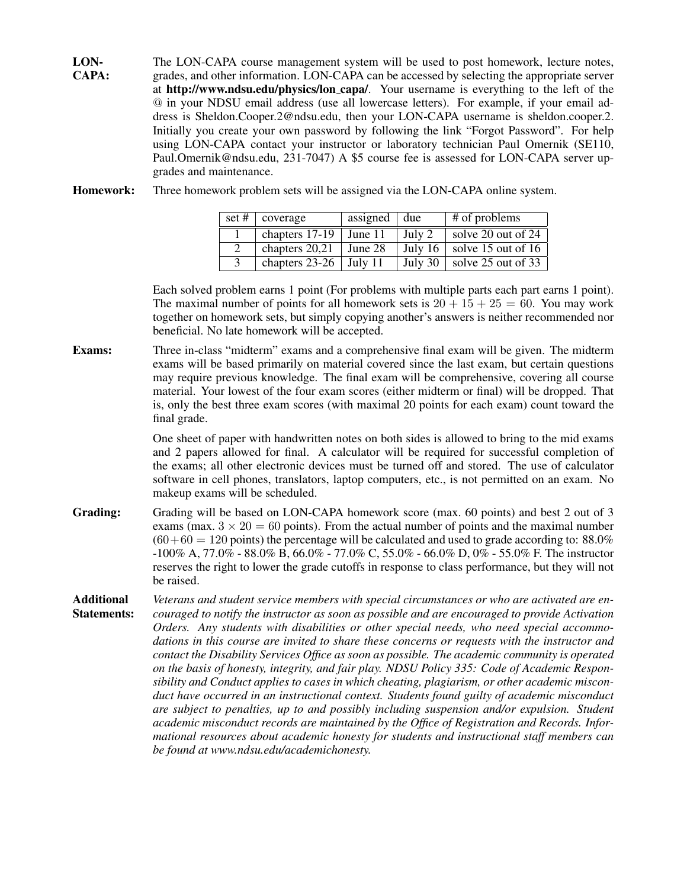**LON-CAPA:** The LON-CAPA course management system will be used to post homework, lecture notes, grades, and other information. LON-CAPA can be accessed by selecting the appropriate server at **http://www.ndsu.edu/physics/lon_capa/**. Your username is everything to the left of the @ in your NDSU email address (use all lowercase letters). For example, if your email address is Sheldon.Cooper.2@ndsu.edu, then your LON-CAPA username is sheldon.cooper.2. Initially you create your own password by following the link "Forgot Password". For help using LON-CAPA contact your instructor or laboratory technician Paul Omernik (SE110, Paul.Omernik@ndsu.edu, 231-7047) A $5 course fee is assessed for LON-CAPA server upgrades and maintenance.

**Homework:** Three homework problem sets will be assigned via the LON-CAPA online system.

| set # | coverage | assigned | due | # of problems |
|---|---|---|---|---|
| 1 | chapters 17-19 | June 11 | July 2 | solve 20 out of 24 |
| 2 | chapters 20,21 | June 28 | July 16 | solve 15 out of 16 |
| 3 | chapters 23-26 | July 11 | July 30 | solve 25 out of 33 |

Each solved problem earns 1 point (For problems with multiple parts each part earns 1 point). The maximal number of points for all homework sets is $20 + 15 + 25 = 60$. You may work together on homework sets, but simply copying another's answers is neither recommended nor beneficial. No late homework will be accepted.

**Exams:** Three in-class "midterm" exams and a comprehensive final exam will be given. The midterm exams will be based primarily on material covered since the last exam, but certain questions may require previous knowledge. The final exam will be comprehensive, covering all course material. Your lowest of the four exam scores (either midterm or final) will be dropped. That is, only the best three exam scores (with maximal 20 points for each exam) count toward the final grade.

One sheet of paper with handwritten notes on both sides is allowed to bring to the mid exams and 2 papers allowed for final. A calculator will be required for successful completion of the exams; all other electronic devices must be turned off and stored. The use of calculator software in cell phones, translators, laptop computers, etc., is not permitted on an exam. No makeup exams will be scheduled.

**Grading:** Grading will be based on LON-CAPA homework score (max. 60 points) and best 2 out of 3 exams (max. $3 \times 20 = 60$ points). From the actual number of points and the maximal number ($60 + 60 = 120$ points) the percentage will be calculated and used to grade according to: 88.0% -100% A, 77.0% - 88.0% B, 66.0% - 77.0% C, 55.0% - 66.0% D, 0% - 55.0% F. The instructor reserves the right to lower the grade cutoffs in response to class performance, but they will not be raised.

**Additional Statements:** *Veterans and student service members with special circumstances or who are activated are encouraged to notify the instructor as soon as possible and are encouraged to provide Activation Orders. Any students with disabilities or other special needs, who need special accommodations in this course are invited to share these concerns or requests with the instructor and contact the Disability Services Office as soon as possible. The academic community is operated on the basis of honesty, integrity, and fair play. NDSU Policy 335: Code of Academic Responsibility and Conduct applies to cases in which cheating, plagiarism, or other academic misconduct have occurred in an instructional context. Students found guilty of academic misconduct are subject to penalties, up to and possibly including suspension and/or expulsion. Student academic misconduct records are maintained by the Office of Registration and Records. Informational resources about academic honesty for students and instructional staff members can be found at www.ndsu.edu/academichonesty.*